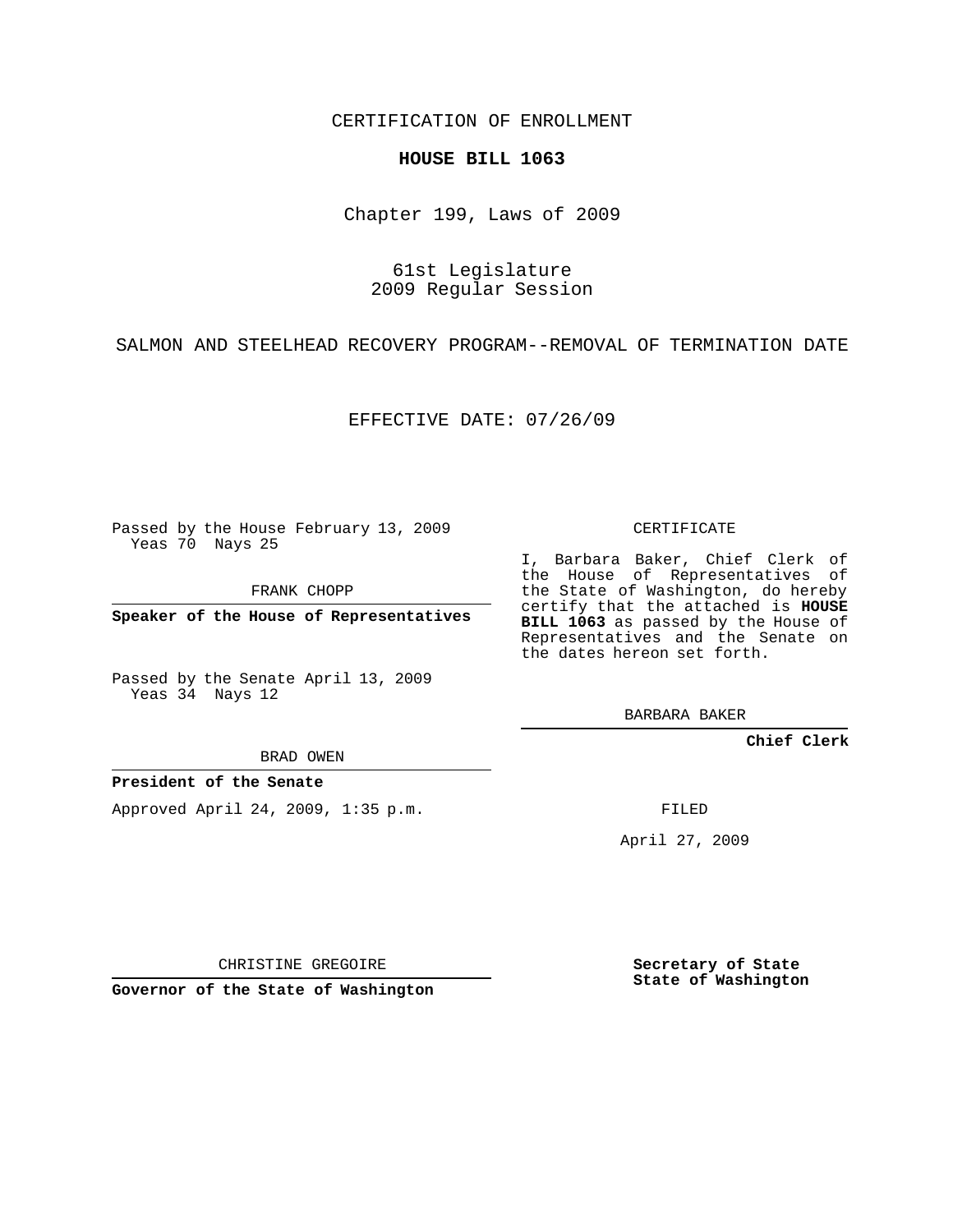CERTIFICATION OF ENROLLMENT

**HOUSE BILL 1063**

Chapter 199, Laws of 2009

61st Legislature
2009 Regular Session

SALMON AND STEELHEAD RECOVERY PROGRAM--REMOVAL OF TERMINATION DATE

EFFECTIVE DATE: 07/26/09

Passed by the House February 13, 2009
Yeas 70 Nays 25

FRANK CHOPP

**Speaker of the House of Representatives**

Passed by the Senate April 13, 2009
Yeas 34 Nays 12

BRAD OWEN

**President of the Senate**

Approved April 24, 2009, 1:35 p.m.

CHRISTINE GREGOIRE

**Governor of the State of Washington**

CERTIFICATE

I, Barbara Baker, Chief Clerk of the House of Representatives of the State of Washington, do hereby certify that the attached is **HOUSE BILL 1063** as passed by the House of Representatives and the Senate on the dates hereon set forth.

BARBARA BAKER

**Chief Clerk**

FILED

April 27, 2009

**Secretary of State**
**State of Washington**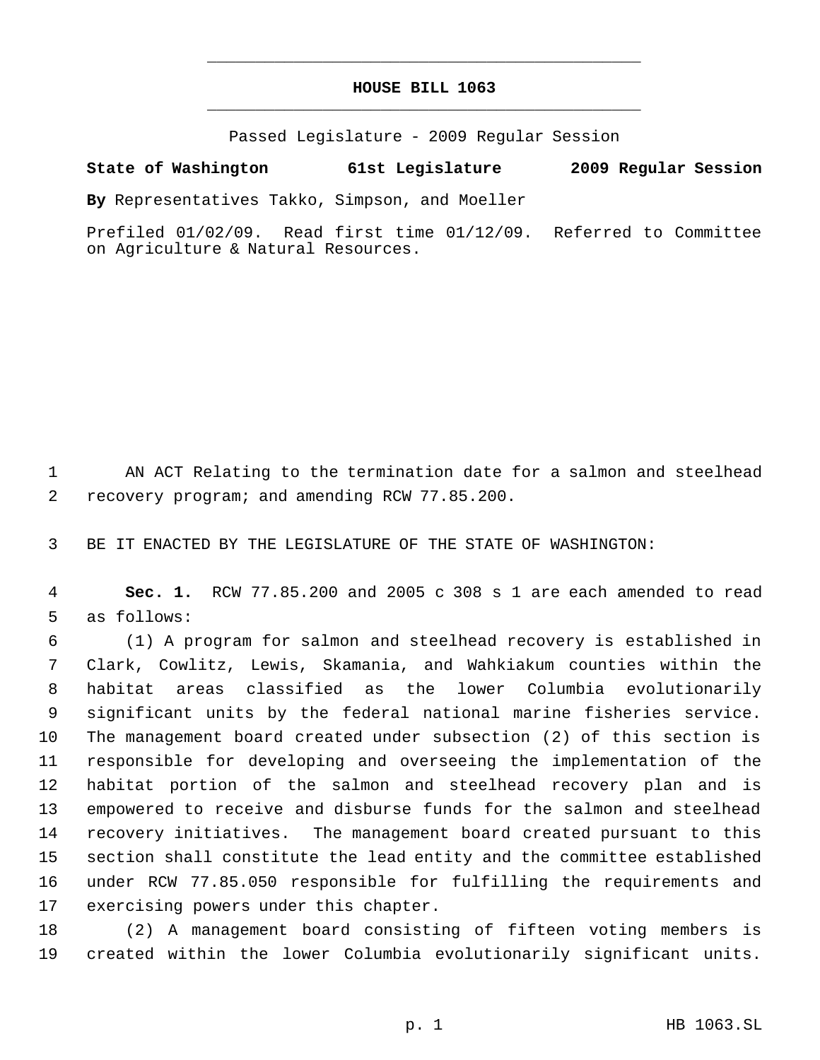# HOUSE BILL 1063

Passed Legislature - 2009 Regular Session

**State of Washington 61st Legislature 2009 Regular Session**

**By** Representatives Takko, Simpson, and Moeller

Prefiled 01/02/09. Read first time 01/12/09. Referred to Committee on Agriculture & Natural Resources.

AN ACT Relating to the termination date for a salmon and steelhead recovery program; and amending RCW 77.85.200.

BE IT ENACTED BY THE LEGISLATURE OF THE STATE OF WASHINGTON:

**Sec. 1.** RCW 77.85.200 and 2005 c 308 s 1 are each amended to read as follows:

(1) A program for salmon and steelhead recovery is established in Clark, Cowlitz, Lewis, Skamania, and Wahkiakum counties within the habitat areas classified as the lower Columbia evolutionarily significant units by the federal national marine fisheries service. The management board created under subsection (2) of this section is responsible for developing and overseeing the implementation of the habitat portion of the salmon and steelhead recovery plan and is empowered to receive and disburse funds for the salmon and steelhead recovery initiatives. The management board created pursuant to this section shall constitute the lead entity and the committee established under RCW 77.85.050 responsible for fulfilling the requirements and exercising powers under this chapter.

(2) A management board consisting of fifteen voting members is created within the lower Columbia evolutionarily significant units.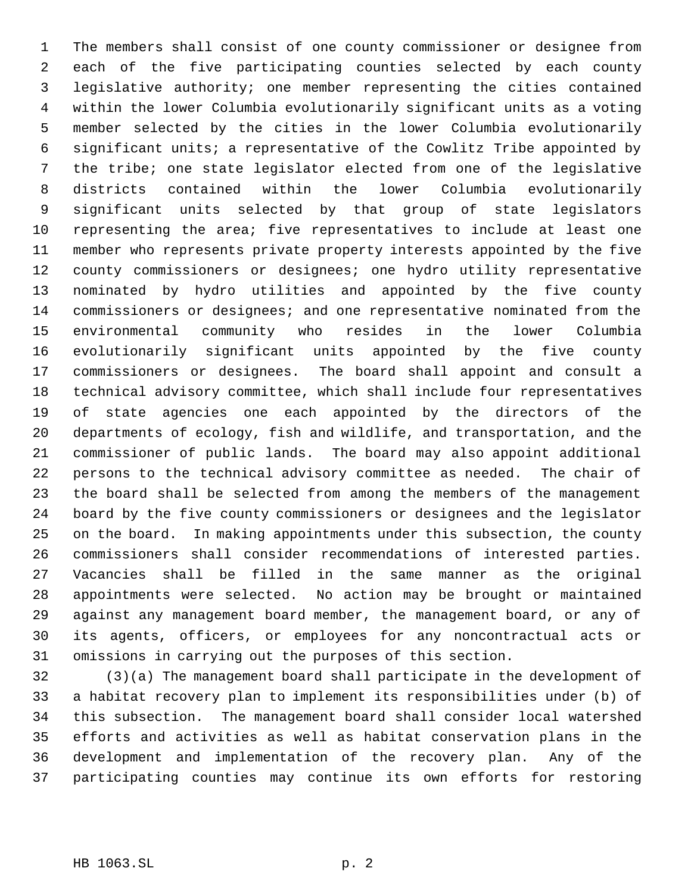The members shall consist of one county commissioner or designee from each of the five participating counties selected by each county legislative authority; one member representing the cities contained within the lower Columbia evolutionarily significant units as a voting member selected by the cities in the lower Columbia evolutionarily significant units; a representative of the Cowlitz Tribe appointed by the tribe; one state legislator elected from one of the legislative districts contained within the lower Columbia evolutionarily significant units selected by that group of state legislators representing the area; five representatives to include at least one member who represents private property interests appointed by the five county commissioners or designees; one hydro utility representative nominated by hydro utilities and appointed by the five county commissioners or designees; and one representative nominated from the environmental community who resides in the lower Columbia evolutionarily significant units appointed by the five county commissioners or designees. The board shall appoint and consult a technical advisory committee, which shall include four representatives of state agencies one each appointed by the directors of the departments of ecology, fish and wildlife, and transportation, and the commissioner of public lands. The board may also appoint additional persons to the technical advisory committee as needed. The chair of the board shall be selected from among the members of the management board by the five county commissioners or designees and the legislator on the board. In making appointments under this subsection, the county commissioners shall consider recommendations of interested parties. Vacancies shall be filled in the same manner as the original appointments were selected. No action may be brought or maintained against any management board member, the management board, or any of its agents, officers, or employees for any noncontractual acts or omissions in carrying out the purposes of this section.

(3)(a) The management board shall participate in the development of a habitat recovery plan to implement its responsibilities under (b) of this subsection. The management board shall consider local watershed efforts and activities as well as habitat conservation plans in the development and implementation of the recovery plan. Any of the participating counties may continue its own efforts for restoring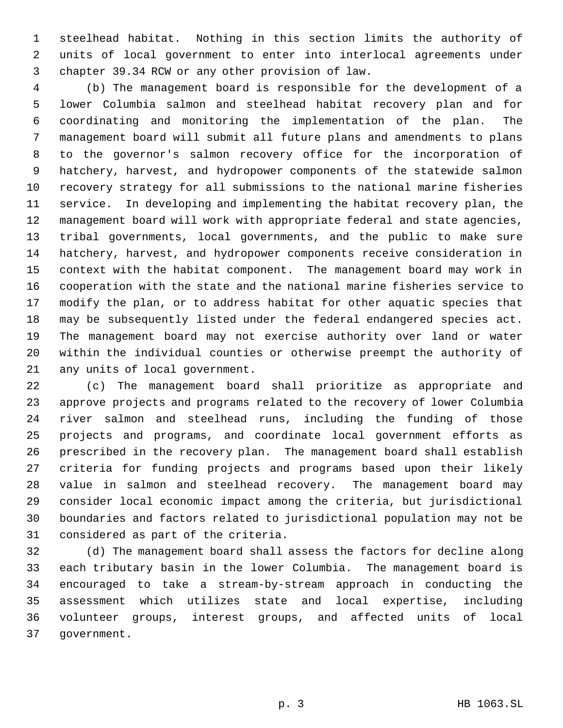steelhead habitat. Nothing in this section limits the authority of units of local government to enter into interlocal agreements under chapter 39.34 RCW or any other provision of law.

(b) The management board is responsible for the development of a lower Columbia salmon and steelhead habitat recovery plan and for coordinating and monitoring the implementation of the plan. The management board will submit all future plans and amendments to plans to the governor's salmon recovery office for the incorporation of hatchery, harvest, and hydropower components of the statewide salmon recovery strategy for all submissions to the national marine fisheries service. In developing and implementing the habitat recovery plan, the management board will work with appropriate federal and state agencies, tribal governments, local governments, and the public to make sure hatchery, harvest, and hydropower components receive consideration in context with the habitat component. The management board may work in cooperation with the state and the national marine fisheries service to modify the plan, or to address habitat for other aquatic species that may be subsequently listed under the federal endangered species act. The management board may not exercise authority over land or water within the individual counties or otherwise preempt the authority of any units of local government.

(c) The management board shall prioritize as appropriate and approve projects and programs related to the recovery of lower Columbia river salmon and steelhead runs, including the funding of those projects and programs, and coordinate local government efforts as prescribed in the recovery plan. The management board shall establish criteria for funding projects and programs based upon their likely value in salmon and steelhead recovery. The management board may consider local economic impact among the criteria, but jurisdictional boundaries and factors related to jurisdictional population may not be considered as part of the criteria.

(d) The management board shall assess the factors for decline along each tributary basin in the lower Columbia. The management board is encouraged to take a stream-by-stream approach in conducting the assessment which utilizes state and local expertise, including volunteer groups, interest groups, and affected units of local government.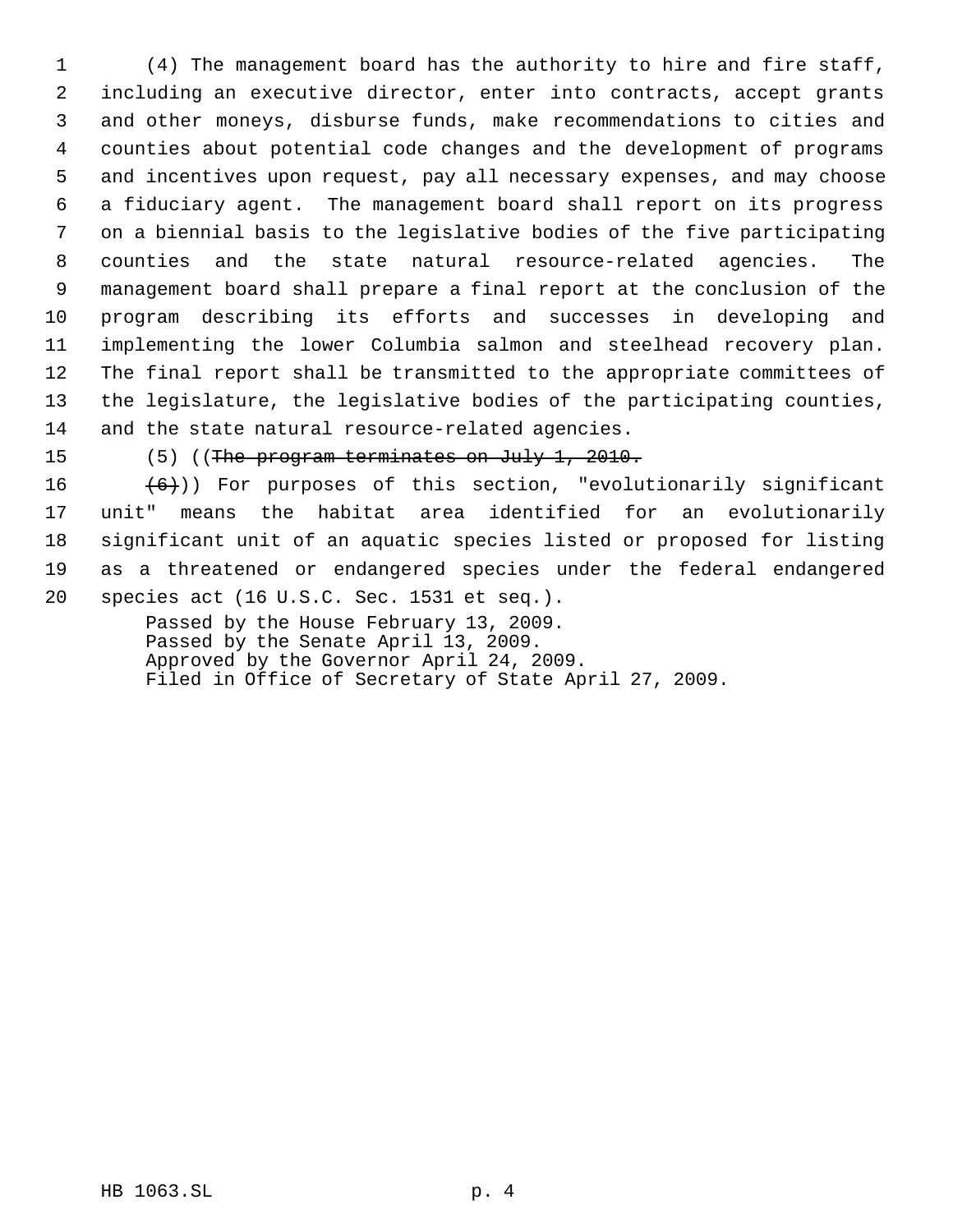(4) The management board has the authority to hire and fire staff, including an executive director, enter into contracts, accept grants and other moneys, disburse funds, make recommendations to cities and counties about potential code changes and the development of programs and incentives upon request, pay all necessary expenses, and may choose a fiduciary agent. The management board shall report on its progress on a biennial basis to the legislative bodies of the five participating counties and the state natural resource-related agencies. The management board shall prepare a final report at the conclusion of the program describing its efforts and successes in developing and implementing the lower Columbia salmon and steelhead recovery plan. The final report shall be transmitted to the appropriate committees of the legislature, the legislative bodies of the participating counties, and the state natural resource-related agencies.

(5) ((~~The program terminates on July 1, 2010.~~

~~(6)~~)) For purposes of this section, "evolutionarily significant unit" means the habitat area identified for an evolutionarily significant unit of an aquatic species listed or proposed for listing as a threatened or endangered species under the federal endangered species act (16 U.S.C. Sec. 1531 et seq.).

Passed by the House February 13, 2009.
Passed by the Senate April 13, 2009.
Approved by the Governor April 24, 2009.
Filed in Office of Secretary of State April 27, 2009.